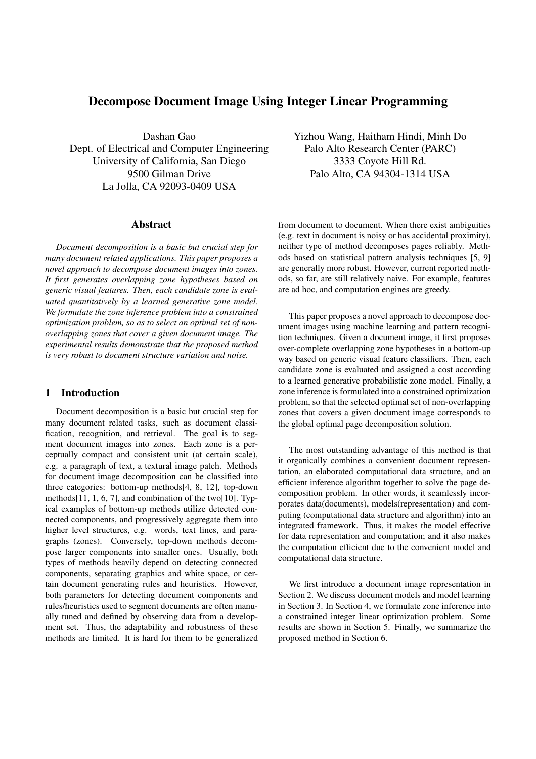# Decompose Document Image Using Integer Linear Programming

Dashan Gao
Dept. of Electrical and Computer Engineering
University of California, San Diego
9500 Gilman Drive
La Jolla, CA 92093-0409 USA

Yizhou Wang, Haitham Hindi, Minh Do
Palo Alto Research Center (PARC)
3333 Coyote Hill Rd.
Palo Alto, CA 94304-1314 USA

## Abstract

*Document decomposition is a basic but crucial step for many document related applications. This paper proposes a novel approach to decompose document images into zones. It first generates overlapping zone hypotheses based on generic visual features. Then, each candidate zone is evaluated quantitatively by a learned generative zone model. We formulate the zone inference problem into a constrained optimization problem, so as to select an optimal set of non-overlapping zones that cover a given document image. The experimental results demonstrate that the proposed method is very robust to document structure variation and noise.*

## 1 Introduction

Document decomposition is a basic but crucial step for many document related tasks, such as document classification, recognition, and retrieval. The goal is to segment document images into zones. Each zone is a perceptually compact and consistent unit (at certain scale), e.g. a paragraph of text, a textural image patch. Methods for document image decomposition can be classified into three categories: bottom-up methods[4, 8, 12], top-down methods[11, 1, 6, 7], and combination of the two[10]. Typical examples of bottom-up methods utilize detected connected components, and progressively aggregate them into higher level structures, e.g. words, text lines, and paragraphs (zones). Conversely, top-down methods decompose larger components into smaller ones. Usually, both types of methods heavily depend on detecting connected components, separating graphics and white space, or certain document generating rules and heuristics. However, both parameters for detecting document components and rules/heuristics used to segment documents are often manually tuned and defined by observing data from a development set. Thus, the adaptability and robustness of these methods are limited. It is hard for them to be generalized from document to document. When there exist ambiguities (e.g. text in document is noisy or has accidental proximity), neither type of method decomposes pages reliably. Methods based on statistical pattern analysis techniques [5, 9] are generally more robust. However, current reported methods, so far, are still relatively naive. For example, features are ad hoc, and computation engines are greedy.

This paper proposes a novel approach to decompose document images using machine learning and pattern recognition techniques. Given a document image, it first proposes over-complete overlapping zone hypotheses in a bottom-up way based on generic visual feature classifiers. Then, each candidate zone is evaluated and assigned a cost according to a learned generative probabilistic zone model. Finally, a zone inference is formulated into a constrained optimization problem, so that the selected optimal set of non-overlapping zones that covers a given document image corresponds to the global optimal page decomposition solution.

The most outstanding advantage of this method is that it organically combines a convenient document representation, an elaborated computational data structure, and an efficient inference algorithm together to solve the page decomposition problem. In other words, it seamlessly incorporates data(documents), models(representation) and computing (computational data structure and algorithm) into an integrated framework. Thus, it makes the model effective for data representation and computation; and it also makes the computation efficient due to the convenient model and computational data structure.

We first introduce a document image representation in Section 2. We discuss document models and model learning in Section 3. In Section 4, we formulate zone inference into a constrained integer linear optimization problem. Some results are shown in Section 5. Finally, we summarize the proposed method in Section 6.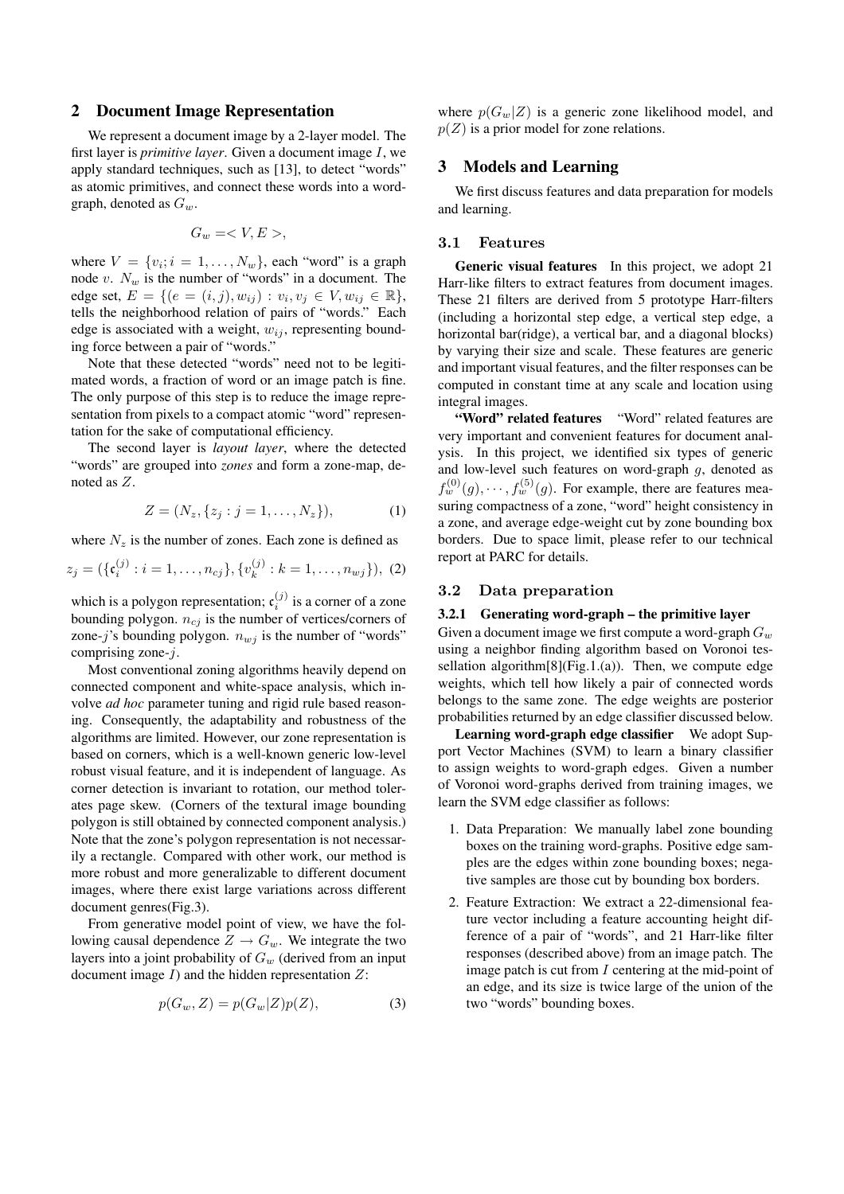## 2 Document Image Representation

We represent a document image by a 2-layer model. The first layer is *primitive layer*. Given a document image $I$, we apply standard techniques, such as [13], to detect "words" as atomic primitives, and connect these words into a word-graph, denoted as $G_w$.

$$G_w = < V, E >,$$

where $V = \{v_i; i = 1, \dots, N_w\}$, each "word" is a graph node $v$. $N_w$ is the number of "words" in a document. The edge set, $E = \{(e = (i,j), w_{ij}) : v_i, v_j \in V, w_{ij} \in \mathbb{R}\}$, tells the neighborhood relation of pairs of "words." Each edge is associated with a weight, $w_{ij}$, representing bounding force between a pair of "words."

Note that these detected "words" need not to be legitimated words, a fraction of word or an image patch is fine. The only purpose of this step is to reduce the image representation from pixels to a compact atomic "word" representation for the sake of computational efficiency.

The second layer is *layout layer*, where the detected "words" are grouped into *zones* and form a zone-map, denoted as $Z$.

$$Z = (N_z, \{z_j : j = 1, \dots, N_z\}), \tag{1}$$

where $N_z$ is the number of zones. Each zone is defined as

$$z_j = (\{\mathfrak{c}_i^{(j)} : i = 1, \dots, n_{cj}\}, \{v_k^{(j)} : k = 1, \dots, n_{wj}\}), \tag{2}$$

which is a polygon representation; $\mathfrak{c}_i^{(j)}$ is a corner of a zone bounding polygon. $n_{cj}$ is the number of vertices/corners of zone-$j$'s bounding polygon. $n_{wj}$ is the number of "words" comprising zone-$j$.

Most conventional zoning algorithms heavily depend on connected component and white-space analysis, which involve *ad hoc* parameter tuning and rigid rule based reasoning. Consequently, the adaptability and robustness of the algorithms are limited. However, our zone representation is based on corners, which is a well-known generic low-level robust visual feature, and it is independent of language. As corner detection is invariant to rotation, our method tolerates page skew. (Corners of the textural image bounding polygon is still obtained by connected component analysis.) Note that the zone's polygon representation is not necessarily a rectangle. Compared with other work, our method is more robust and more generalizable to different document images, where there exist large variations across different document genres(Fig.3).

From generative model point of view, we have the following causal dependence $Z \to G_w$. We integrate the two layers into a joint probability of $G_w$ (derived from an input document image $I$) and the hidden representation $Z$:

$$p(G_w, Z) = p(G_w|Z)p(Z), \tag{3}$$

where $p(G_w|Z)$ is a generic zone likelihood model, and $p(Z)$ is a prior model for zone relations.

## 3 Models and Learning

We first discuss features and data preparation for models and learning.

### 3.1 Features

**Generic visual features** In this project, we adopt 21 Harr-like filters to extract features from document images. These 21 filters are derived from 5 prototype Harr-filters (including a horizontal step edge, a vertical step edge, a horizontal bar(ridge), a vertical bar, and a diagonal blocks) by varying their size and scale. These features are generic and important visual features, and the filter responses can be computed in constant time at any scale and location using integral images.

**"Word" related features** "Word" related features are very important and convenient features for document analysis. In this project, we identified six types of generic and low-level such features on word-graph $g$, denoted as $f_w^{(0)}(g), \cdots, f_w^{(5)}(g)$. For example, there are features measuring compactness of a zone, "word" height consistency in a zone, and average edge-weight cut by zone bounding box borders. Due to space limit, please refer to our technical report at PARC for details.

### 3.2 Data preparation

#### 3.2.1 Generating word-graph – the primitive layer

Given a document image we first compute a word-graph $G_w$ using a neighbor finding algorithm based on Voronoi tessellation algorithm[8](Fig.1.(a)). Then, we compute edge weights, which tell how likely a pair of connected words belongs to the same zone. The edge weights are posterior probabilities returned by an edge classifier discussed below.

**Learning word-graph edge classifier** We adopt Support Vector Machines (SVM) to learn a binary classifier to assign weights to word-graph edges. Given a number of Voronoi word-graphs derived from training images, we learn the SVM edge classifier as follows:

1. Data Preparation: We manually label zone bounding boxes on the training word-graphs. Positive edge samples are the edges within zone bounding boxes; negative samples are those cut by bounding box borders.
2. Feature Extraction: We extract a 22-dimensional feature vector including a feature accounting height difference of a pair of "words", and 21 Harr-like filter responses (described above) from an image patch. The image patch is cut from $I$ centering at the mid-point of an edge, and its size is twice large of the union of the two "words" bounding boxes.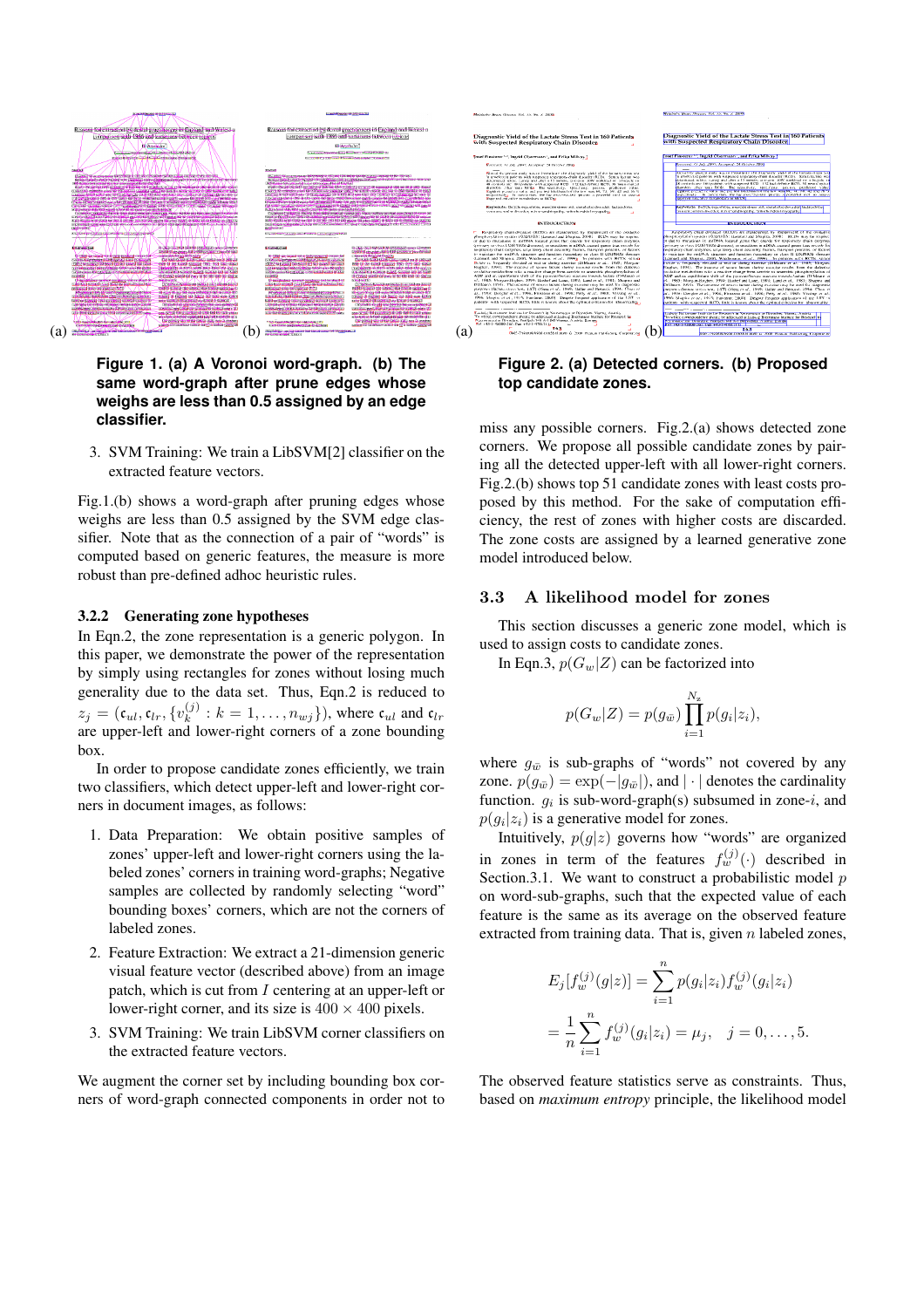Figure 1. (a) A Voronoi word-graph. (b) The same word-graph after prune edges whose weighs are less than 0.5 assigned by an edge classifier.

3. SVM Training: We train a LibSVM[2] classifier on the extracted feature vectors.

Fig.1.(b) shows a word-graph after pruning edges whose weights are less than 0.5 assigned by the SVM edge classifier. Note that as the connection of a pair of "words" is computed based on generic features, the measure is more robust than pre-defined adhoc heuristic rules.

#### 3.2.2 Generating zone hypotheses

In Eqn.2, the zone representation is a generic polygon. In this paper, we demonstrate the power of the representation by simply using rectangles for zones without losing much generality due to the data set. Thus, Eqn.2 is reduced to $z_j = (\mathfrak{c}_{ul}, \mathfrak{c}_{lr}, \{v_k^{(j)} : k = 1, \ldots, n_{wj}\})$, where $\mathfrak{c}_{ul}$ and $\mathfrak{c}_{lr}$ are upper-left and lower-right corners of a zone bounding box.

In order to propose candidate zones efficiently, we train two classifiers, which detect upper-left and lower-right corners in document images, as follows:

1. Data Preparation: We obtain positive samples of zones' upper-left and lower-right corners using the labeled zones' corners in training word-graphs; Negative samples are collected by randomly selecting "word" bounding boxes' corners, which are not the corners of labeled zones.
2. Feature Extraction: We extract a 21-dimension generic visual feature vector (described above) from an image patch, which is cut from $I$ centering at an upper-left or lower-right corner, and its size is $400 \times 400$ pixels.
3. SVM Training: We train LibSVM corner classifiers on the extracted feature vectors.

We augment the corner set by including bounding box corners of word-graph connected components in order not to miss any possible corners. Fig.2.(a) shows detected zone corners. We propose all possible candidate zones by pairing all the detected upper-left with all lower-right corners. Fig.2.(b) shows top 51 candidate zones with least costs proposed by this method. For the sake of computation efficiency, the rest of zones with higher costs are discarded. The zone costs are assigned by a learned generative zone model introduced below.

Figure 2. (a) Detected corners. (b) Proposed top candidate zones.

### 3.3 A likelihood model for zones

This section discusses a generic zone model, which is used to assign costs to candidate zones.

In Eqn.3, $p(G_w|Z)$ can be factorized into

$$p(G_w|Z) = p(g_{\bar{w}}) \prod_{i=1}^{N_z} p(g_i|z_i),$$

where $g_{\bar{w}}$ is sub-graphs of "words" not covered by any zone. $p(g_{\bar{w}}) = \exp(-|g_{\bar{w}}|)$, and $|\cdot|$ denotes the cardinality function. $g_i$ is sub-word-graph(s) subsumed in zone-$i$, and $p(g_i|z_i)$ is a generative model for zones.

Intuitively, $p(g|z)$ governs how "words" are organized in zones in term of the features $f_w^{(j)}(\cdot)$ described in Section.3.1. We want to construct a probabilistic model $p$ on word-sub-graphs, such that the expected value of each feature is the same as its average on the observed feature extracted from training data. That is, given $n$ labeled zones,

$$E_j[f_w^{(j)}(g|z)] = \sum_{i=1}^{n} p(g_i|z_i) f_w^{(j)}(g_i|z_i)$$

$$= \frac{1}{n} \sum_{i=1}^{n} f_w^{(j)}(g_i|z_i) = \mu_j, \quad j = 0, \ldots, 5.$$

The observed feature statistics serve as constraints. Thus, based on *maximum entropy* principle, the likelihood model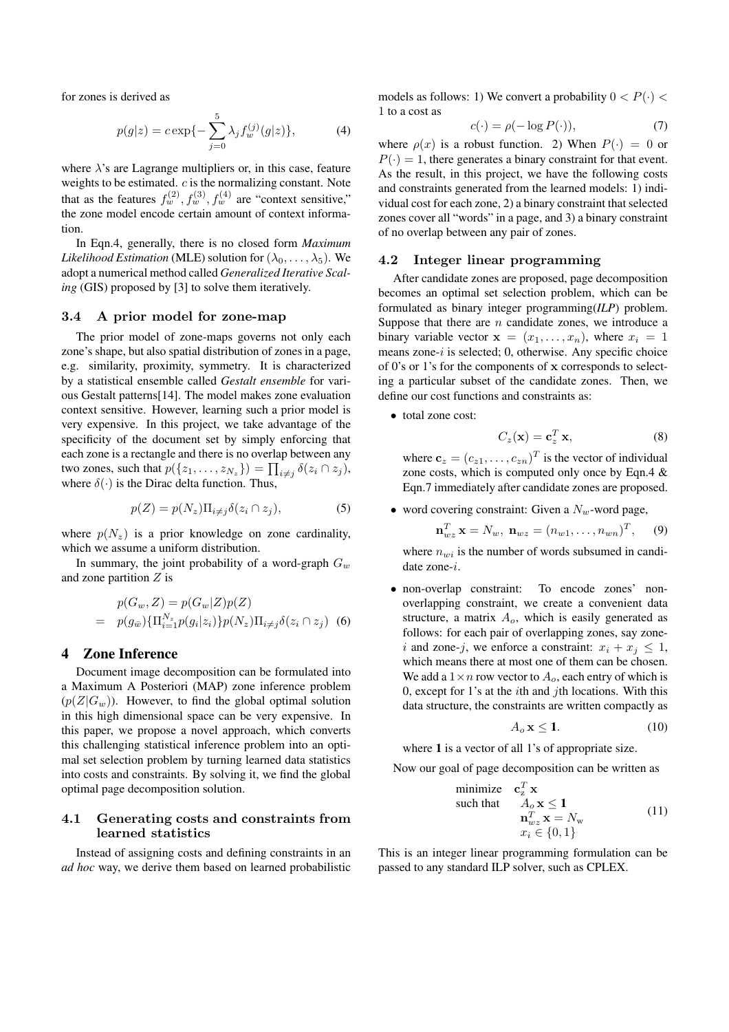for zones is derived as

$$p(g|z) = c \exp\{-\sum_{j=0}^{5} \lambda_j f_w^{(j)}(g|z)\}, \tag{4}$$

where $\lambda$'s are Lagrange multipliers or, in this case, feature weights to be estimated. $c$ is the normalizing constant. Note that as the features $f_w^{(2)}, f_w^{(3)}, f_w^{(4)}$ are "context sensitive," the zone model encode certain amount of context information.

In Eqn.4, generally, there is no closed form *Maximum Likelihood Estimation* (MLE) solution for $(\lambda_0, \ldots, \lambda_5)$. We adopt a numerical method called *Generalized Iterative Scaling* (GIS) proposed by [3] to solve them iteratively.

### 3.4 A prior model for zone-map

The prior model of zone-maps governs not only each zone's shape, but also spatial distribution of zones in a page, e.g. similarity, proximity, symmetry. It is characterized by a statistical ensemble called *Gestalt ensemble* for various Gestalt patterns[14]. The model makes zone evaluation context sensitive. However, learning such a prior model is very expensive. In this project, we take advantage of the specificity of the document set by simply enforcing that each zone is a rectangle and there is no overlap between any two zones, such that $p(\{z_1, \ldots, z_{N_z}\}) = \prod_{i \neq j} \delta(z_i \cap z_j)$, where $\delta(\cdot)$ is the Dirac delta function. Thus,

$$p(Z) = p(N_z)\Pi_{i \neq j}\delta(z_i \cap z_j), \tag{5}$$

where $p(N_z)$ is a prior knowledge on zone cardinality, which we assume a uniform distribution.

In summary, the joint probability of a word-graph $G_w$ and zone partition $Z$ is

$$\begin{aligned} & p(G_w, Z) = p(G_w|Z)p(Z) \\ = \; & p(g_{\bar{w}})\{\Pi_{i=1}^{N_z} p(g_i|z_i)\} p(N_z)\Pi_{i \neq j}\delta(z_i \cap z_j) \end{aligned} \tag{6}$$

## 4 Zone Inference

Document image decomposition can be formulated into a Maximum A Posteriori (MAP) zone inference problem $(p(Z|G_w))$. However, to find the global optimal solution in this high dimensional space can be very expensive. In this paper, we propose a novel approach, which converts this challenging statistical inference problem into an optimal set selection problem by turning learned data statistics into costs and constraints. By solving it, we find the global optimal page decomposition solution.

### 4.1 Generating costs and constraints from learned statistics

Instead of assigning costs and defining constraints in an *ad hoc* way, we derive them based on learned probabilistic models as follows: 1) We convert a probability $0 < P(\cdot) < 1$ to a cost as

$$c(\cdot) = \rho(-\log P(\cdot)), \tag{7}$$

where $\rho(x)$ is a robust function. 2) When $P(\cdot) = 0$ or $P(\cdot) = 1$, there generates a binary constraint for that event. As the result, in this project, we have the following costs and constraints generated from the learned models: 1) individual cost for each zone, 2) a binary constraint that selected zones cover all "words" in a page, and 3) a binary constraint of no overlap between any pair of zones.

### 4.2 Integer linear programming

After candidate zones are proposed, page decomposition becomes an optimal set selection problem, which can be formulated as binary integer programming(*ILP*) problem. Suppose that there are $n$ candidate zones, we introduce a binary variable vector $\mathbf{x} = (x_1, \ldots, x_n)$, where $x_i = 1$ means zone-$i$ is selected; 0, otherwise. Any specific choice of 0's or 1's for the components of $\mathbf{x}$ corresponds to selecting a particular subset of the candidate zones. Then, we define our cost functions and constraints as:

- total zone cost:

$$C_z(\mathbf{x}) = \mathbf{c}_z^T \mathbf{x}, \tag{8}$$

  where $\mathbf{c}_z = (c_{z1}, \ldots, c_{zn})^T$ is the vector of individual zone costs, which is computed only once by Eqn.4 & Eqn.7 immediately after candidate zones are proposed.

- word covering constraint: Given a $N_w$-word page,

$$\mathbf{n}_{wz}^T \mathbf{x} = N_w, \; \mathbf{n}_{wz} = (n_{w1}, \ldots, n_{wn})^T, \tag{9}$$

  where $n_{wi}$ is the number of words subsumed in candidate zone-$i$.

- non-overlap constraint: To encode zones' non-overlapping constraint, we create a convenient data structure, a matrix $A_o$, which is easily generated as follows: for each pair of overlapping zones, say zone-$i$ and zone-$j$, we enforce a constraint: $x_i + x_j \leq 1$, which means there at most one of them can be chosen. We add a $1 \times n$ row vector to $A_o$, each entry of which is 0, except for 1's at the $i$th and $j$th locations. With this data structure, the constraints are written compactly as

$$A_o \mathbf{x} \leq \mathbf{1}. \tag{10}$$

  where $\mathbf{1}$ is a vector of all 1's of appropriate size.

Now our goal of page decomposition can be written as

$$\begin{array}{ll} \text{minimize} & \mathbf{c}_z^T \mathbf{x} \\ \text{such that} & A_o \mathbf{x} \leq \mathbf{1} \\ & \mathbf{n}_{wz}^T \mathbf{x} = N_w \\ & x_i \in \{0, 1\} \end{array} \tag{11}$$

This is an integer linear programming formulation can be passed to any standard ILP solver, such as CPLEX.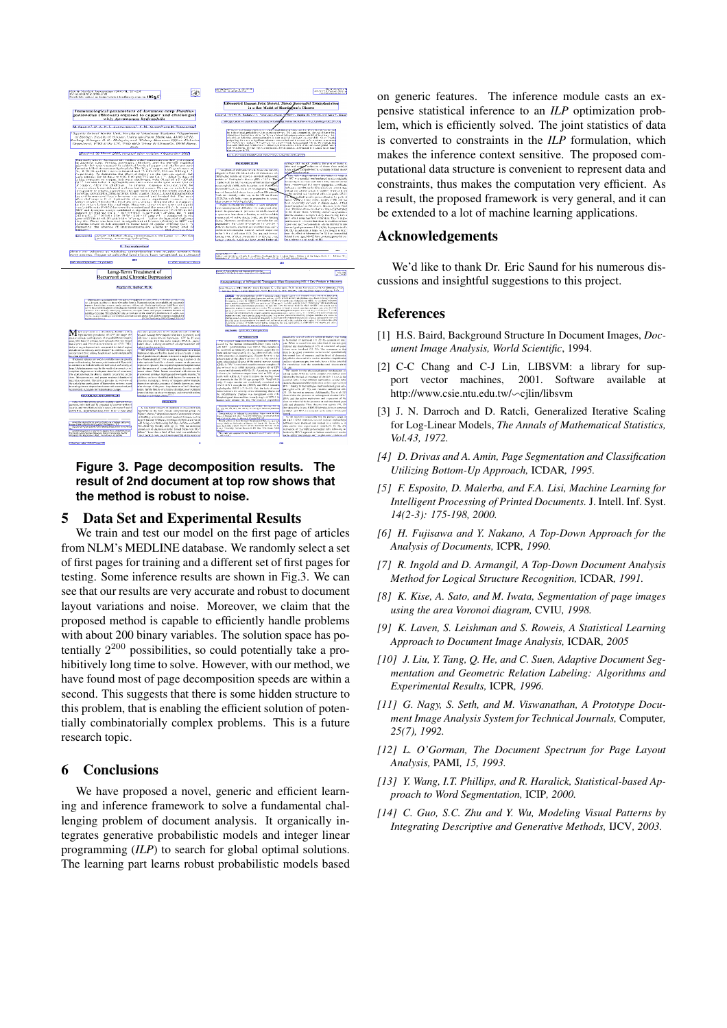**Figure 3. Page decomposition results. The result of 2nd document at top row shows that the method is robust to noise.**

## 5 Data Set and Experimental Results

We train and test our model on the first page of articles from NLM's MEDLINE database. We randomly select a set of first pages for training and a different set of first pages for testing. Some inference results are shown in Fig.3. We can see that our results are very accurate and robust to document layout variations and noise. Moreover, we claim that the proposed method is capable to efficiently handle problems with about 200 binary variables. The solution space has potentially $2^{200}$ possibilities, so could potentially take a prohibitively long time to solve. However, with our method, we have found most of page decomposition speeds are within a second. This suggests that there is some hidden structure to this problem, that is enabling the efficient solution of potentially combinatorially complex problems. This is a future research topic.

## 6 Conclusions

We have proposed a novel, generic and efficient learning and inference framework to solve a fundamental challenging problem of document analysis. It organically integrates generative probabilistic models and integer linear programming (*ILP*) to search for global optimal solutions. The learning part learns robust probabilistic models based on generic features. The inference module casts an expensive statistical inference to an *ILP* optimization problem, which is efficiently solved. The joint statistics of data is converted to constraints in the *ILP* formulation, which makes the inference context sensitive. The proposed computational data structure is convenient to represent data and constraints, thus makes the computation very efficient. As a result, the proposed framework is very general, and it can be extended to a lot of machine learning applications.

## Acknowledgements

We'd like to thank Dr. Eric Saund for his numerous discussions and insightful suggestions to this project.

## References

[1] H.S. Baird, Background Structure In Document Images, *Document Image Analysis, World Scientific*, 1994.

[2] C-C Chang and C-J Lin, LIBSVM: a library for support vector machines, 2001. Software available at http://www.csie.ntu.edu.tw/~cjlin/libsvm

[3] J. N. Darroch and D. Ratcli, Generalized Iterative Scaling for Log-Linear Models, *The Annals of Mathematical Statistics, Vol.43, 1972.*

*[4] D. Drivas and A. Amin, Page Segmentation and Classification Utilizing Bottom-Up Approach,* ICDAR*, 1995.*

*[5] F. Esposito, D. Malerba, and F.A. Lisi, Machine Learning for Intelligent Processing of Printed Documents.* J. Intell. Inf. Syst. *14(2-3): 175-198, 2000.*

*[6] H. Fujisawa and Y. Nakano, A Top-Down Approach for the Analysis of Documents,* ICPR*, 1990.*

*[7] R. Ingold and D. Armangil, A Top-Down Document Analysis Method for Logical Structure Recognition,* ICDAR*, 1991.*

*[8] K. Kise, A. Sato, and M. Iwata, Segmentation of page images using the area Voronoi diagram,* CVIU*, 1998.*

*[9] K. Laven, S. Leishman and S. Roweis, A Statistical Learning Approach to Document Image Analysis,* ICDAR*, 2005*

*[10] J. Liu, Y. Tang, Q. He, and C. Suen, Adaptive Document Segmentation and Geometric Relation Labeling: Algorithms and Experimental Results,* ICPR*, 1996.*

*[11] G. Nagy, S. Seth, and M. Viswanathan, A Prototype Document Image Analysis System for Technical Journals,* Computer*, 25(7), 1992.*

*[12] L. O'Gorman, The Document Spectrum for Page Layout Analysis,* PAMI*, 15, 1993.*

*[13] Y. Wang, I.T. Phillips, and R. Haralick, Statistical-based Approach to Word Segmentation,* ICIP*, 2000.*

*[14] C. Guo, S.C. Zhu and Y. Wu, Modeling Visual Patterns by Integrating Descriptive and Generative Methods,* IJCV*, 2003.*